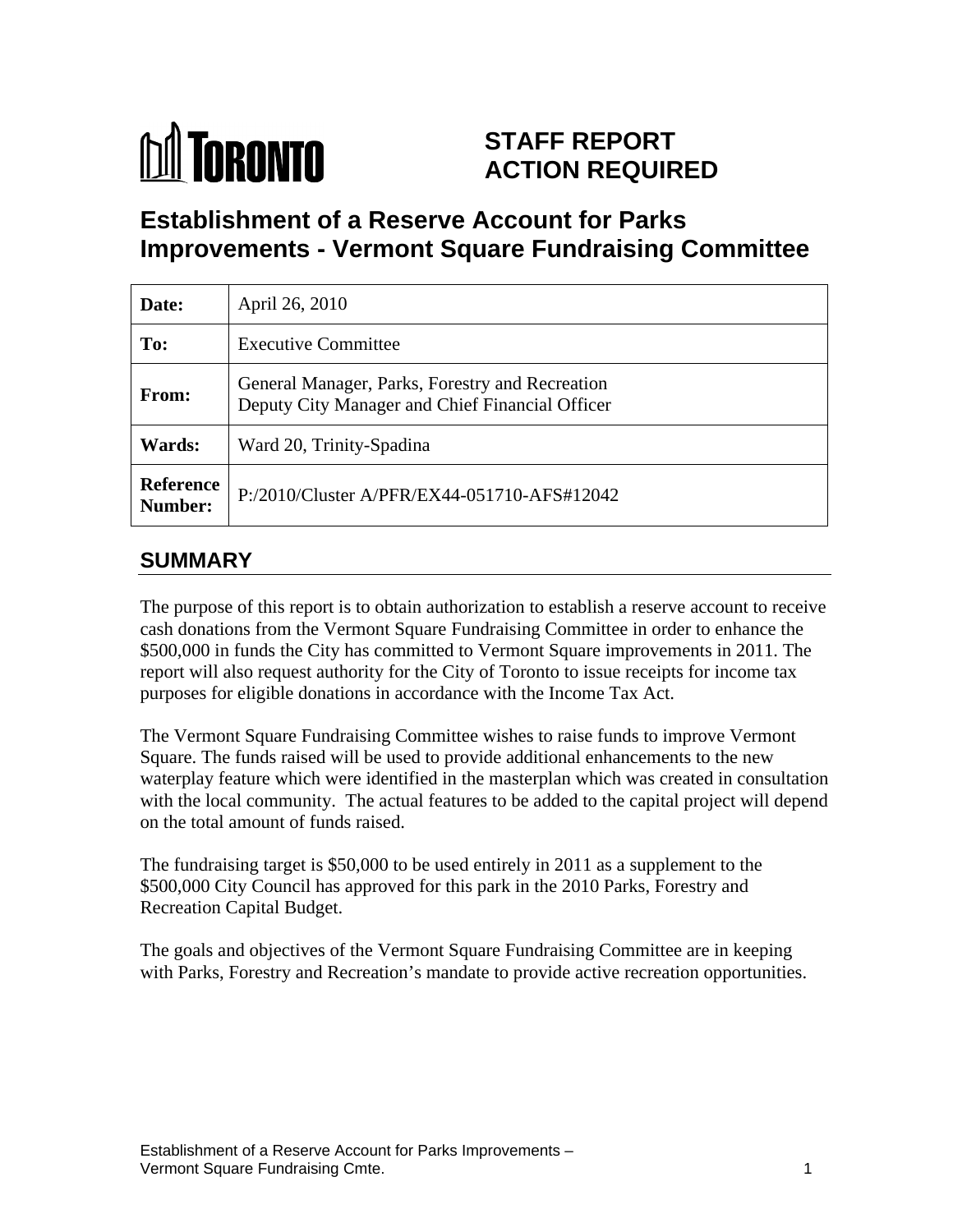TORONTO

# STAFF REPORT ACTION REQUIRED

# Establishment of a Reserve Account for Parks Improvements - Vermont Square Fundraising Committee

| | |
|---|---|
| **Date:** | April 26, 2010 |
| **To:** | Executive Committee |
| **From:** | General Manager, Parks, Forestry and Recreation<br>Deputy City Manager and Chief Financial Officer |
| **Wards:** | Ward 20, Trinity-Spadina |
| **Reference Number:** | P:/2010/Cluster A/PFR/EX44-051710-AFS#12042 |

## SUMMARY

The purpose of this report is to obtain authorization to establish a reserve account to receive cash donations from the Vermont Square Fundraising Committee in order to enhance the $500,000 in funds the City has committed to Vermont Square improvements in 2011. The report will also request authority for the City of Toronto to issue receipts for income tax purposes for eligible donations in accordance with the Income Tax Act.

The Vermont Square Fundraising Committee wishes to raise funds to improve Vermont Square. The funds raised will be used to provide additional enhancements to the new waterplay feature which were identified in the masterplan which was created in consultation with the local community. The actual features to be added to the capital project will depend on the total amount of funds raised.

The fundraising target is $50,000 to be used entirely in 2011 as a supplement to the $500,000 City Council has approved for this park in the 2010 Parks, Forestry and Recreation Capital Budget.

The goals and objectives of the Vermont Square Fundraising Committee are in keeping with Parks, Forestry and Recreation's mandate to provide active recreation opportunities.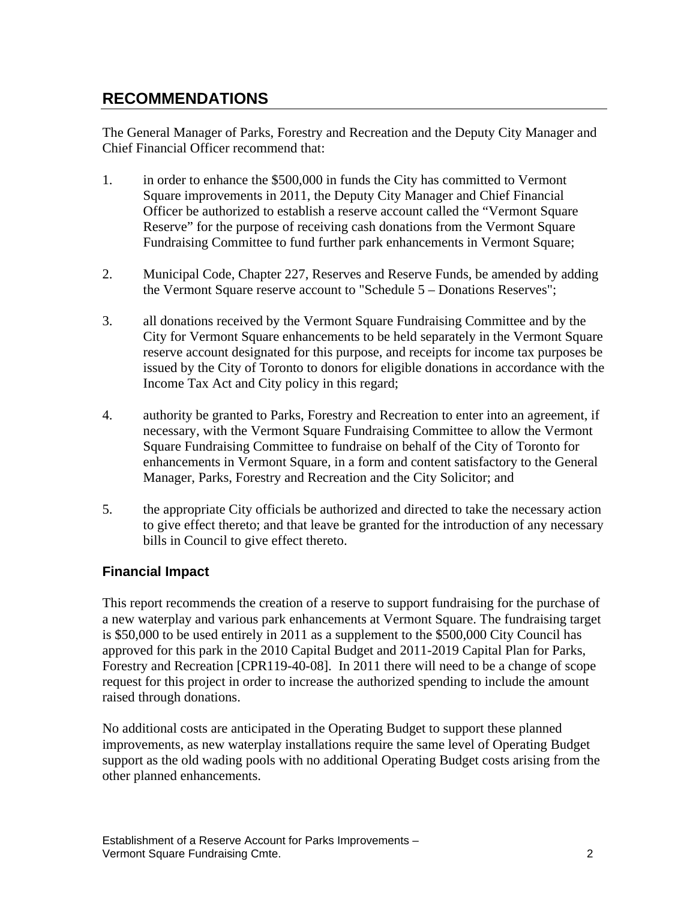## RECOMMENDATIONS

The General Manager of Parks, Forestry and Recreation and the Deputy City Manager and Chief Financial Officer recommend that:

1. in order to enhance the $500,000 in funds the City has committed to Vermont Square improvements in 2011, the Deputy City Manager and Chief Financial Officer be authorized to establish a reserve account called the "Vermont Square Reserve" for the purpose of receiving cash donations from the Vermont Square Fundraising Committee to fund further park enhancements in Vermont Square;

2. Municipal Code, Chapter 227, Reserves and Reserve Funds, be amended by adding the Vermont Square reserve account to "Schedule 5 – Donations Reserves";

3. all donations received by the Vermont Square Fundraising Committee and by the City for Vermont Square enhancements to be held separately in the Vermont Square reserve account designated for this purpose, and receipts for income tax purposes be issued by the City of Toronto to donors for eligible donations in accordance with the Income Tax Act and City policy in this regard;

4. authority be granted to Parks, Forestry and Recreation to enter into an agreement, if necessary, with the Vermont Square Fundraising Committee to allow the Vermont Square Fundraising Committee to fundraise on behalf of the City of Toronto for enhancements in Vermont Square, in a form and content satisfactory to the General Manager, Parks, Forestry and Recreation and the City Solicitor; and

5. the appropriate City officials be authorized and directed to take the necessary action to give effect thereto; and that leave be granted for the introduction of any necessary bills in Council to give effect thereto.

### Financial Impact

This report recommends the creation of a reserve to support fundraising for the purchase of a new waterplay and various park enhancements at Vermont Square. The fundraising target is $50,000 to be used entirely in 2011 as a supplement to the $500,000 City Council has approved for this park in the 2010 Capital Budget and 2011-2019 Capital Plan for Parks, Forestry and Recreation [CPR119-40-08]. In 2011 there will need to be a change of scope request for this project in order to increase the authorized spending to include the amount raised through donations.

No additional costs are anticipated in the Operating Budget to support these planned improvements, as new waterplay installations require the same level of Operating Budget support as the old wading pools with no additional Operating Budget costs arising from the other planned enhancements.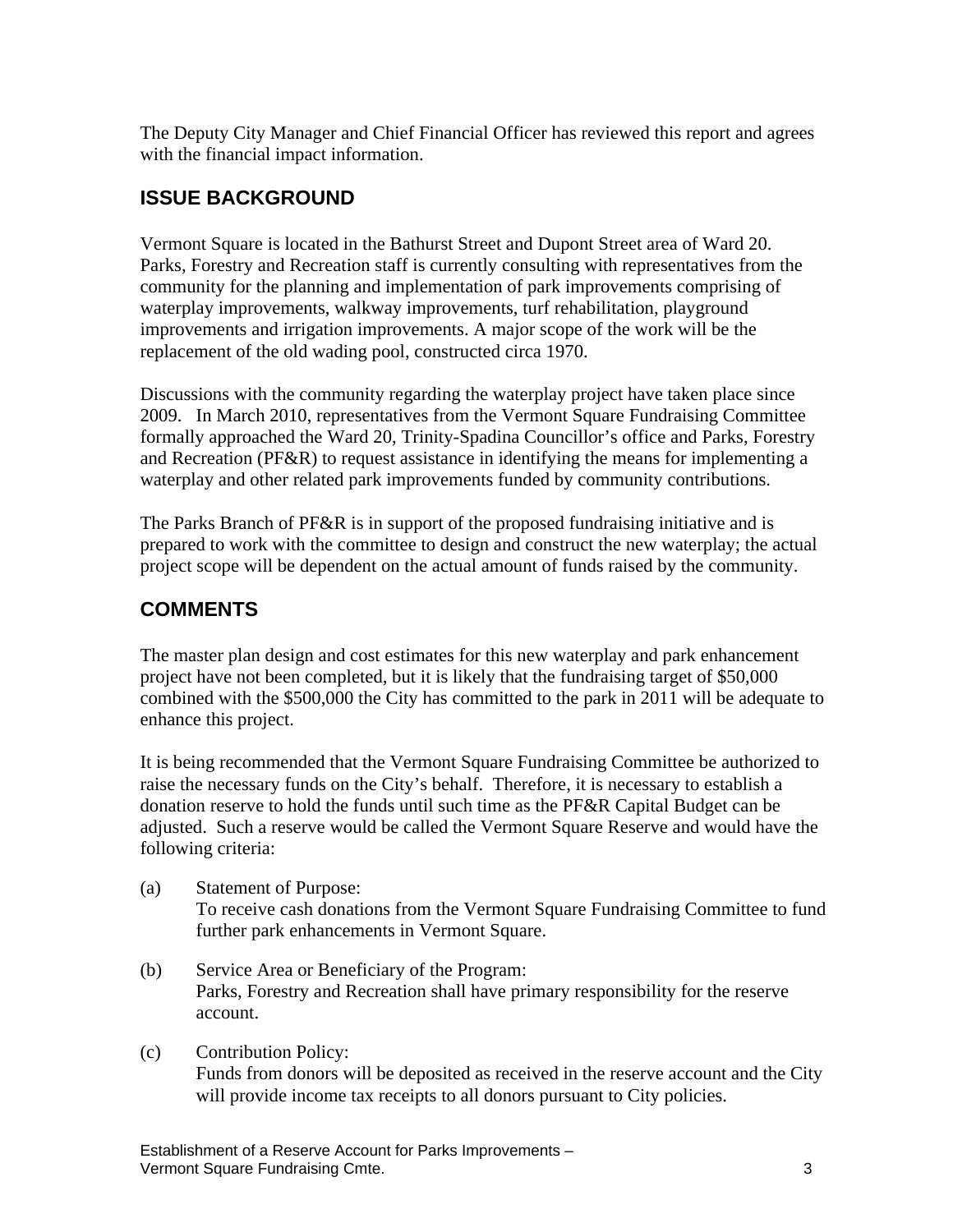The Deputy City Manager and Chief Financial Officer has reviewed this report and agrees with the financial impact information.

## ISSUE BACKGROUND

Vermont Square is located in the Bathurst Street and Dupont Street area of Ward 20. Parks, Forestry and Recreation staff is currently consulting with representatives from the community for the planning and implementation of park improvements comprising of waterplay improvements, walkway improvements, turf rehabilitation, playground improvements and irrigation improvements. A major scope of the work will be the replacement of the old wading pool, constructed circa 1970.

Discussions with the community regarding the waterplay project have taken place since 2009. In March 2010, representatives from the Vermont Square Fundraising Committee formally approached the Ward 20, Trinity-Spadina Councillor's office and Parks, Forestry and Recreation (PF&R) to request assistance in identifying the means for implementing a waterplay and other related park improvements funded by community contributions.

The Parks Branch of PF&R is in support of the proposed fundraising initiative and is prepared to work with the committee to design and construct the new waterplay; the actual project scope will be dependent on the actual amount of funds raised by the community.

## COMMENTS

The master plan design and cost estimates for this new waterplay and park enhancement project have not been completed, but it is likely that the fundraising target of $50,000 combined with the $500,000 the City has committed to the park in 2011 will be adequate to enhance this project.

It is being recommended that the Vermont Square Fundraising Committee be authorized to raise the necessary funds on the City's behalf. Therefore, it is necessary to establish a donation reserve to hold the funds until such time as the PF&R Capital Budget can be adjusted. Such a reserve would be called the Vermont Square Reserve and would have the following criteria:

(a) Statement of Purpose:
To receive cash donations from the Vermont Square Fundraising Committee to fund further park enhancements in Vermont Square.

(b) Service Area or Beneficiary of the Program:
Parks, Forestry and Recreation shall have primary responsibility for the reserve account.

(c) Contribution Policy:
Funds from donors will be deposited as received in the reserve account and the City will provide income tax receipts to all donors pursuant to City policies.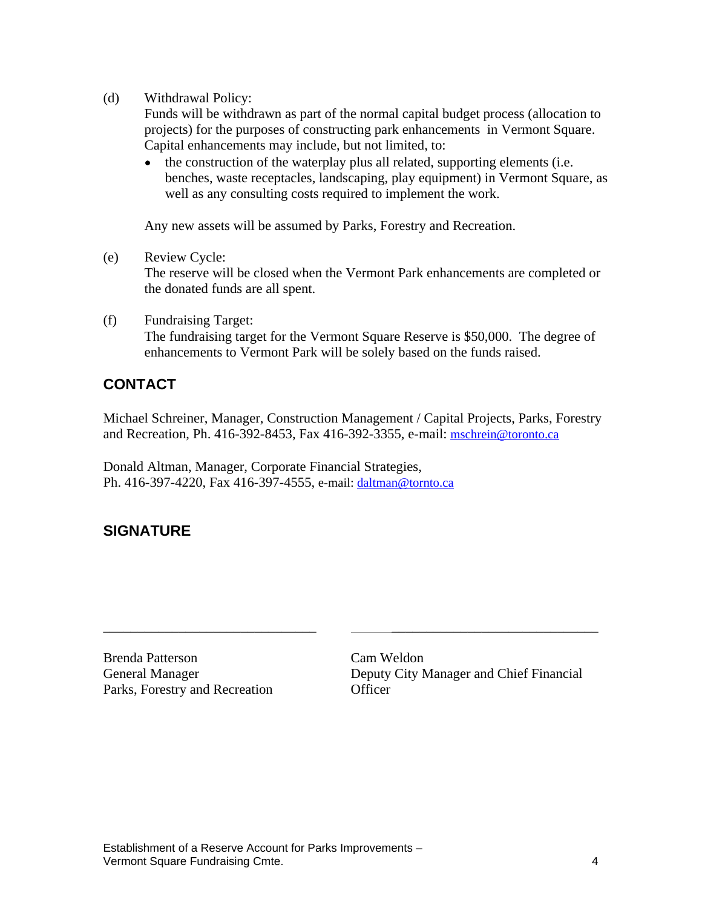(d) Withdrawal Policy:
Funds will be withdrawn as part of the normal capital budget process (allocation to projects) for the purposes of constructing park enhancements in Vermont Square. Capital enhancements may include, but not limited, to:

- the construction of the waterplay plus all related, supporting elements (i.e. benches, waste receptacles, landscaping, play equipment) in Vermont Square, as well as any consulting costs required to implement the work.

Any new assets will be assumed by Parks, Forestry and Recreation.

(e) Review Cycle:
The reserve will be closed when the Vermont Park enhancements are completed or the donated funds are all spent.

(f) Fundraising Target:
The fundraising target for the Vermont Square Reserve is $50,000. The degree of enhancements to Vermont Park will be solely based on the funds raised.

## CONTACT

Michael Schreiner, Manager, Construction Management / Capital Projects, Parks, Forestry and Recreation, Ph. 416-392-8453, Fax 416-392-3355, e-mail: mschrein@toronto.ca

Donald Altman, Manager, Corporate Financial Strategies,
Ph. 416-397-4220, Fax 416-397-4555, e-mail: daltman@tornto.ca

## SIGNATURE

_______________________________ _______________________________

Brenda Patterson
General Manager
Parks, Forestry and Recreation

Cam Weldon
Deputy City Manager and Chief Financial Officer